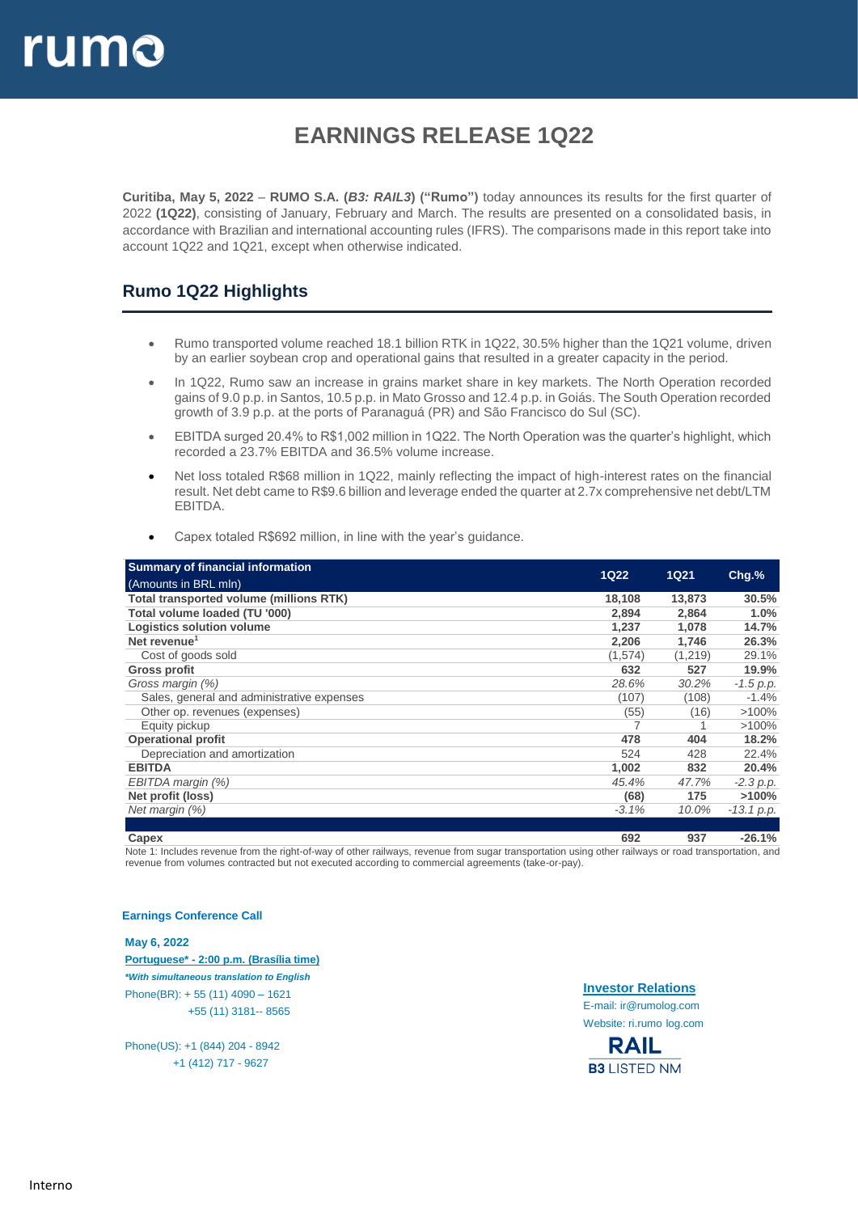# EARNINGS RELEASE 1Q22

**Curitiba, May 5, 2022** – **RUMO S.A. (*B3: RAIL3*) ("Rumo")** today announces its results for the first quarter of 2022 **(1Q22)**, consisting of January, February and March. The results are presented on a consolidated basis, in accordance with Brazilian and international accounting rules (IFRS). The comparisons made in this report take into account 1Q22 and 1Q21, except when otherwise indicated.

## Rumo 1Q22 Highlights

- Rumo transported volume reached 18.1 billion RTK in 1Q22, 30.5% higher than the 1Q21 volume, driven by an earlier soybean crop and operational gains that resulted in a greater capacity in the period.
- In 1Q22, Rumo saw an increase in grains market share in key markets. The North Operation recorded gains of 9.0 p.p. in Santos, 10.5 p.p. in Mato Grosso and 12.4 p.p. in Goiás. The South Operation recorded growth of 3.9 p.p. at the ports of Paranaguá (PR) and São Francisco do Sul (SC).
- EBITDA surged 20.4% to R$1,002 million in 1Q22. The North Operation was the quarter's highlight, which recorded a 23.7% EBITDA and 36.5% volume increase.
- Net loss totaled R$68 million in 1Q22, mainly reflecting the impact of high-interest rates on the financial result. Net debt came to R$9.6 billion and leverage ended the quarter at 2.7x comprehensive net debt/LTM EBITDA.
- Capex totaled R$692 million, in line with the year's guidance.

| Summary of financial information (Amounts in BRL mln) | 1Q22 | 1Q21 | Chg.% |
|---|---|---|---|
| **Total transported volume (millions RTK)** | **18,108** | **13,873** | **30.5%** |
| **Total volume loaded (TU '000)** | **2,894** | **2,864** | **1.0%** |
| **Logistics solution volume** | **1,237** | **1,078** | **14.7%** |
| **Net revenue[1]** | **2,206** | **1,746** | **26.3%** |
| Cost of goods sold | (1,574) | (1,219) | 29.1% |
| **Gross profit** | **632** | **527** | **19.9%** |
| *Gross margin (%)* | *28.6%* | *30.2%* | *-1.5 p.p.* |
| Sales, general and administrative expenses | (107) | (108) | -1.4% |
| Other op. revenues (expenses) | (55) | (16) | >100% |
| Equity pickup | 7 | 1 | >100% |
| **Operational profit** | **478** | **404** | **18.2%** |
| Depreciation and amortization | 524 | 428 | 22.4% |
| **EBITDA** | **1,002** | **832** | **20.4%** |
| *EBITDA margin (%)* | *45.4%* | *47.7%* | *-2.3 p.p.* |
| **Net profit (loss)** | **(68)** | **175** | **>100%** |
| *Net margin (%)* | *-3.1%* | *10.0%* | *-13.1 p.p.* |
| **Capex** | **692** | **937** | **-26.1%** |

Note 1: Includes revenue from the right-of-way of other railways, revenue from sugar transportation using other railways or road transportation, and revenue from volumes contracted but not executed according to commercial agreements (take-or-pay).

**Earnings Conference Call**

**May 6, 2022**

**Portuguese* - 2:00 p.m. (Brasília time)**

***With simultaneous translation to English**

Phone(BR): + 55 (11) 4090 – 1621
+55 (11) 3181-- 8565

Phone(US): +1 (844) 204 - 8942
+1 (412) 717 - 9627

**Investor Relations**

E-mail: ir@rumolog.com

Website: ri.rumo log.com

RAIL
B3 LISTED NM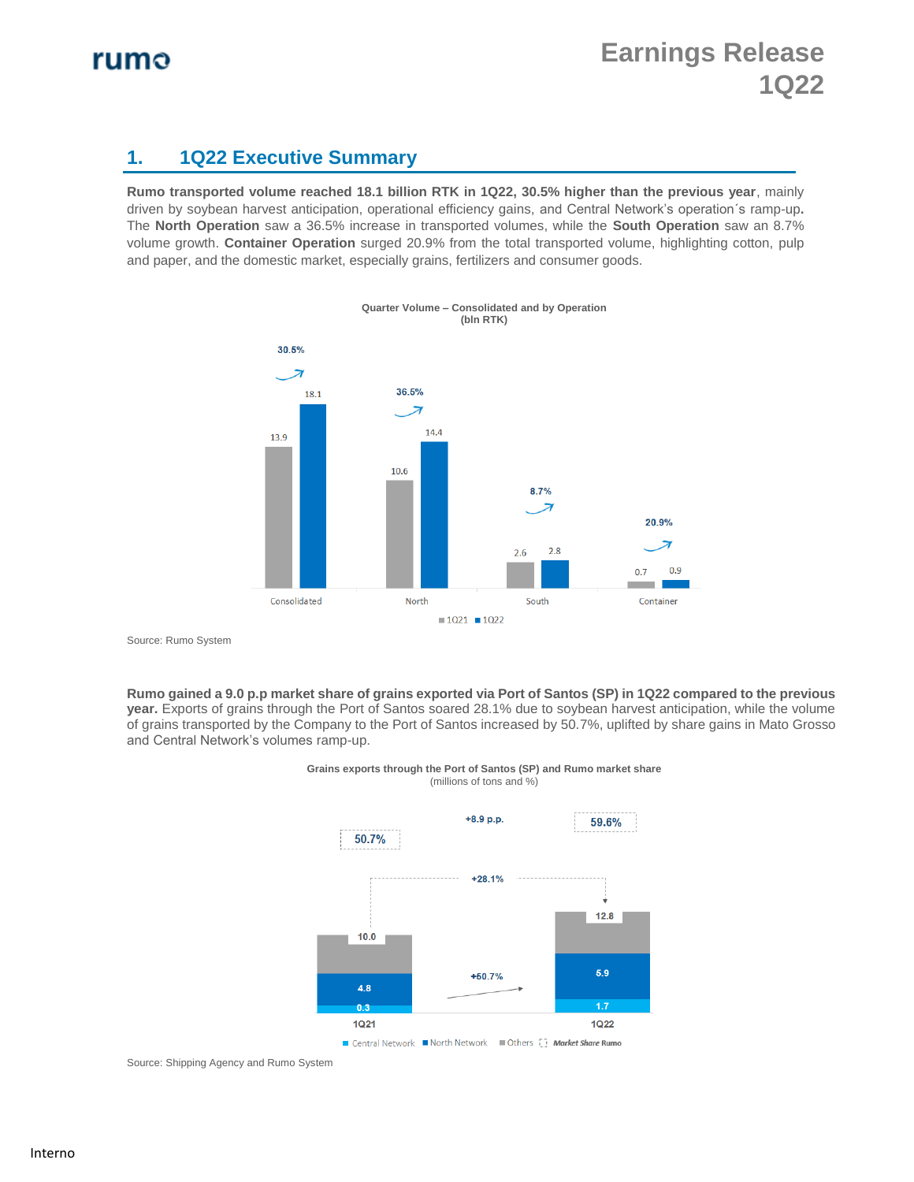## 1. 1Q22 Executive Summary

**Rumo transported volume reached 18.1 billion RTK in 1Q22, 30.5% higher than the previous year**, mainly driven by soybean harvest anticipation, operational efficiency gains, and Central Network's operation´s ramp-up**.** The **North Operation** saw a 36.5% increase in transported volumes, while the **South Operation** saw an 8.7% volume growth. **Container Operation** surged 20.9% from the total transported volume, highlighting cotton, pulp and paper, and the domestic market, especially grains, fertilizers and consumer goods.

**Quarter Volume – Consolidated and by Operation**
**(bln RTK)**

30.5%
13.9
18.1
Consolidated

36.5%
10.6
14.4
North

8.7%
2.6
2.8
South

20.9%
0.7
0.9
Container

1Q21 1Q22

Source: Rumo System

**Rumo gained a 9.0 p.p market share of grains exported via Port of Santos (SP) in 1Q22 compared to the previous year.** Exports of grains through the Port of Santos soared 28.1% due to soybean harvest anticipation, while the volume of grains transported by the Company to the Port of Santos increased by 50.7%, uplifted by share gains in Mato Grosso and Central Network's volumes ramp-up.

**Grains exports through the Port of Santos (SP) and Rumo market share**
(millions of tons and %)

50.7%
+8.9 p.p.
59.6%
+28.1%
10.0
4.8
0.3
1Q21
+50.7%
12.8
5.9
1.7
1Q22

Central Network North Network Others *Market Share Rumo*

Source: Shipping Agency and Rumo System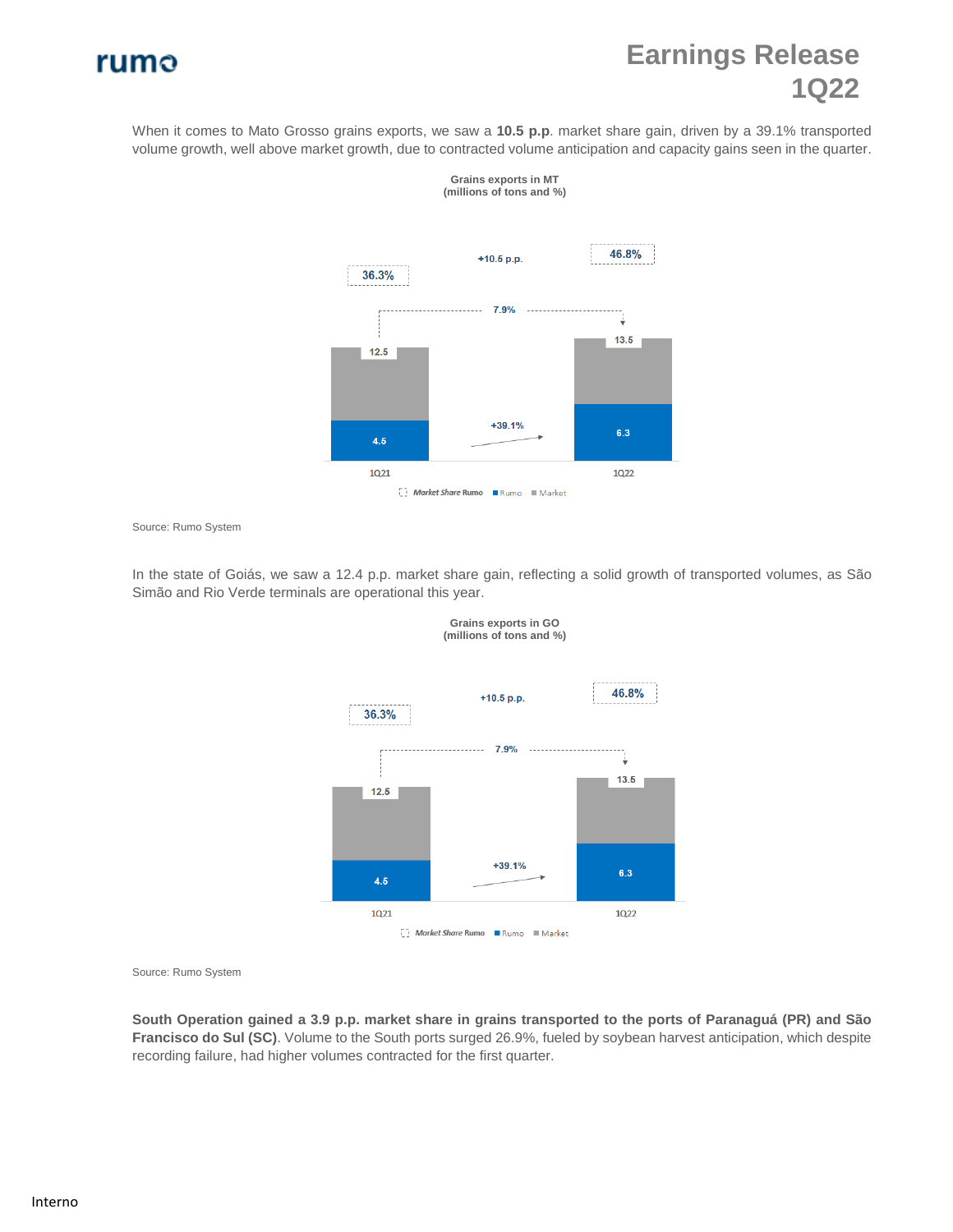When it comes to Mato Grosso grains exports, we saw a **10.5 p.p**. market share gain, driven by a 39.1% transported volume growth, well above market growth, due to contracted volume anticipation and capacity gains seen in the quarter.

Grains exports in MT
(millions of tons and %)

36.3%
+10.5 p.p.
46.8%
7.9%
12.5
13.5
4.5
+39.1%
6.3
1Q21
1Q22
Market Share Rumo
Rumo
Market

Source: Rumo System

In the state of Goiás, we saw a 12.4 p.p. market share gain, reflecting a solid growth of transported volumes, as São Simão and Rio Verde terminals are operational this year.

Grains exports in GO
(millions of tons and %)

36.3%
+10.5 p.p.
46.8%
7.9%
12.5
13.5
4.5
+39.1%
6.3
1Q21
1Q22
Market Share Rumo
Rumo
Market

Source: Rumo System

**South Operation gained a 3.9 p.p. market share in grains transported to the ports of Paranaguá (PR) and São Francisco do Sul (SC)**. Volume to the South ports surged 26.9%, fueled by soybean harvest anticipation, which despite recording failure, had higher volumes contracted for the first quarter.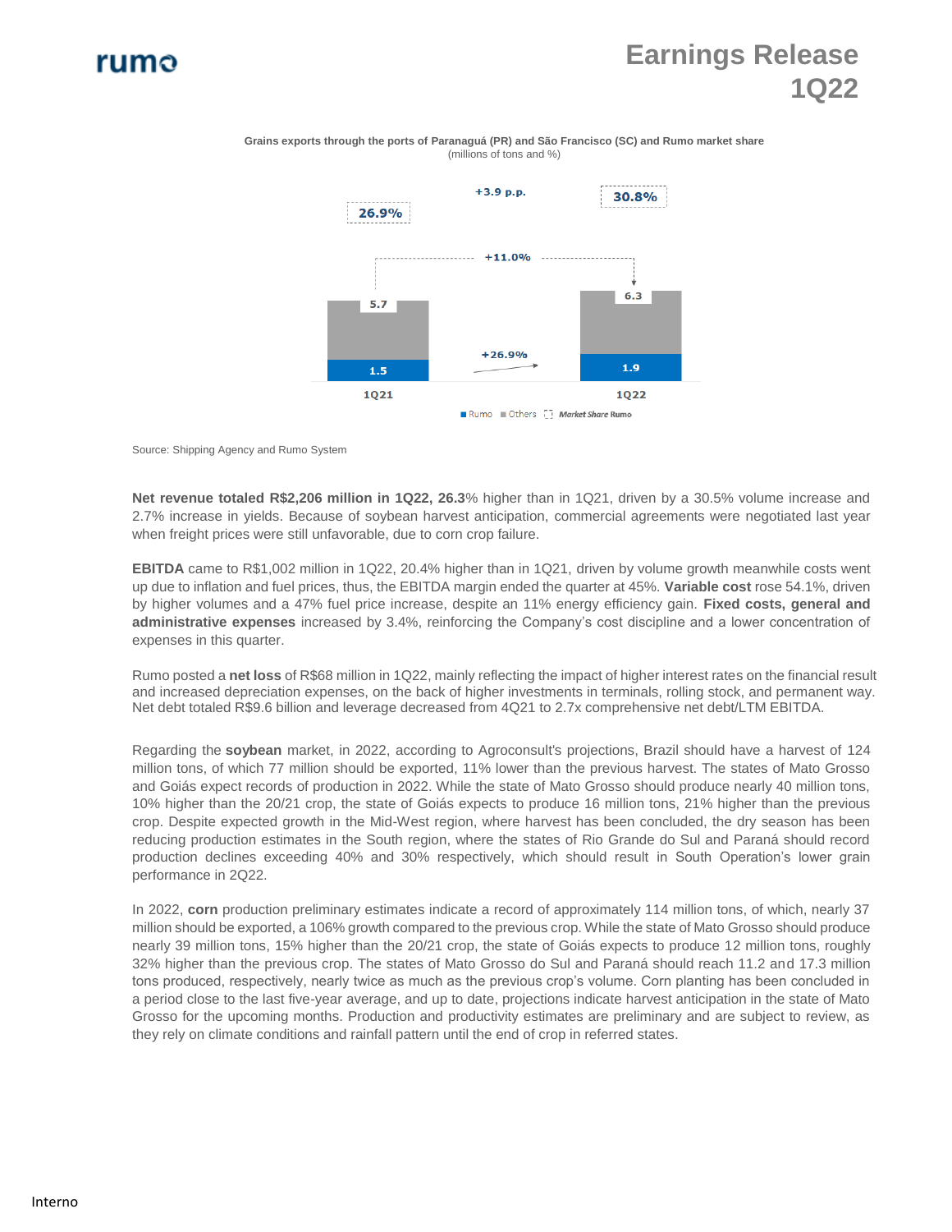**Grains exports through the ports of Paranaguá (PR) and São Francisco (SC) and Rumo market share**
(millions of tons and %)

26.9%

+3.9 p.p.

30.8%

+11.0%

5.7

6.3

+26.9%

1.5

1.9

1Q21

1Q22

Rumo Others Market Share Rumo

Source: Shipping Agency and Rumo System

**Net revenue totaled R$2,206 million in 1Q22, 26.3**% higher than in 1Q21, driven by a 30.5% volume increase and 2.7% increase in yields. Because of soybean harvest anticipation, commercial agreements were negotiated last year when freight prices were still unfavorable, due to corn crop failure.

**EBITDA** came to R$1,002 million in 1Q22, 20.4% higher than in 1Q21, driven by volume growth meanwhile costs went up due to inflation and fuel prices, thus, the EBITDA margin ended the quarter at 45%. **Variable cost** rose 54.1%, driven by higher volumes and a 47% fuel price increase, despite an 11% energy efficiency gain. **Fixed costs, general and administrative expenses** increased by 3.4%, reinforcing the Company's cost discipline and a lower concentration of expenses in this quarter.

Rumo posted a **net loss** of R$68 million in 1Q22, mainly reflecting the impact of higher interest rates on the financial result and increased depreciation expenses, on the back of higher investments in terminals, rolling stock, and permanent way. Net debt totaled R$9.6 billion and leverage decreased from 4Q21 to 2.7x comprehensive net debt/LTM EBITDA.

Regarding the **soybean** market, in 2022, according to Agroconsult's projections, Brazil should have a harvest of 124 million tons, of which 77 million should be exported, 11% lower than the previous harvest. The states of Mato Grosso and Goiás expect records of production in 2022. While the state of Mato Grosso should produce nearly 40 million tons, 10% higher than the 20/21 crop, the state of Goiás expects to produce 16 million tons, 21% higher than the previous crop. Despite expected growth in the Mid-West region, where harvest has been concluded, the dry season has been reducing production estimates in the South region, where the states of Rio Grande do Sul and Paraná should record production declines exceeding 40% and 30% respectively, which should result in South Operation's lower grain performance in 2Q22.

In 2022, **corn** production preliminary estimates indicate a record of approximately 114 million tons, of which, nearly 37 million should be exported, a 106% growth compared to the previous crop. While the state of Mato Grosso should produce nearly 39 million tons, 15% higher than the 20/21 crop, the state of Goiás expects to produce 12 million tons, roughly 32% higher than the previous crop. The states of Mato Grosso do Sul and Paraná should reach 11.2 and 17.3 million tons produced, respectively, nearly twice as much as the previous crop's volume. Corn planting has been concluded in a period close to the last five-year average, and up to date, projections indicate harvest anticipation in the state of Mato Grosso for the upcoming months. Production and productivity estimates are preliminary and are subject to review, as they rely on climate conditions and rainfall pattern until the end of crop in referred states.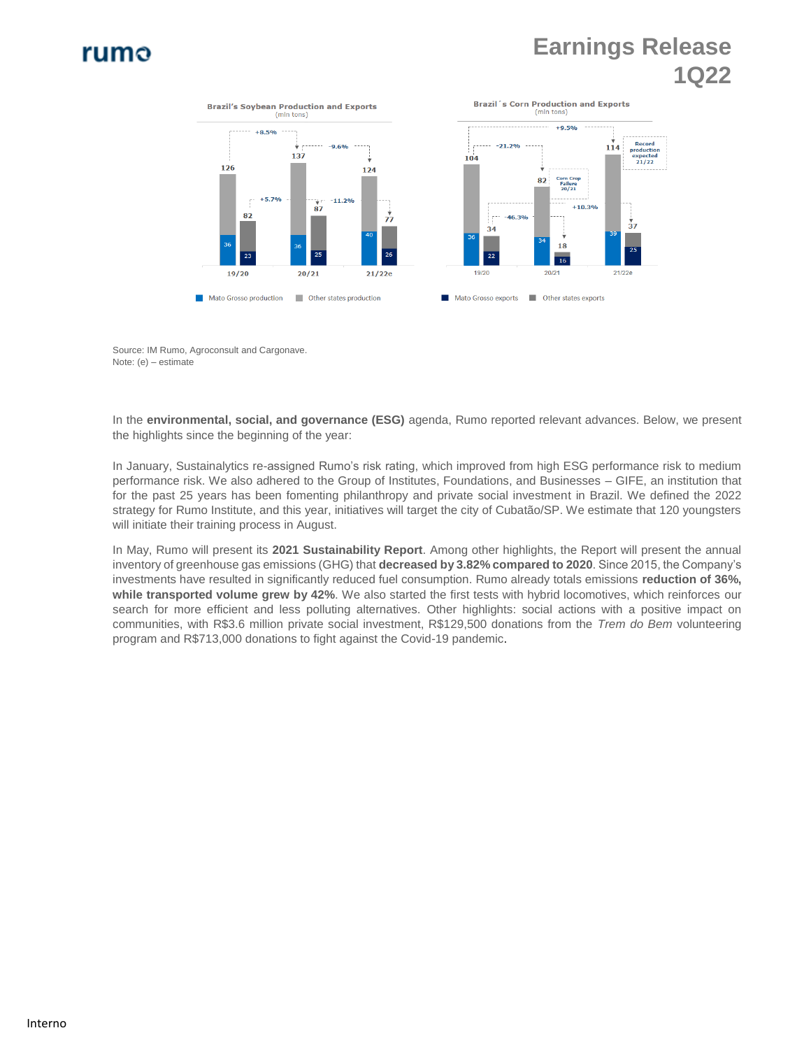Brazil's Soybean Production and Exports
(mln tons)

+8.5%
-9.6%
126
137
124
+5.7%
-11.2%
82
87
77
36
23
36
25
40
26
19/20
20/21
21/22e

Mato Grosso production
Other states production

Brazil´s Corn Production and Exports
(mln tons)

+9.5%
-21.2%
104
114
Record production expected 21/22
82
Corn Crop Failure 20/21
+10.3%
-46.3%
34
37
18
36
22
34
16
39
25
19/20
20/21
21/22e

Mato Grosso exports
Other states exports

Source: IM Rumo, Agroconsult and Cargonave.
Note: (e) – estimate

In the **environmental, social, and governance (ESG)** agenda, Rumo reported relevant advances. Below, we present the highlights since the beginning of the year:

In January, Sustainalytics re-assigned Rumo's risk rating, which improved from high ESG performance risk to medium performance risk. We also adhered to the Group of Institutes, Foundations, and Businesses – GIFE, an institution that for the past 25 years has been fomenting philanthropy and private social investment in Brazil. We defined the 2022 strategy for Rumo Institute, and this year, initiatives will target the city of Cubatão/SP. We estimate that 120 youngsters will initiate their training process in August.

In May, Rumo will present its **2021 Sustainability Report**. Among other highlights, the Report will present the annual inventory of greenhouse gas emissions (GHG) that **decreased by 3.82% compared to 2020**. Since 2015, the Company's investments have resulted in significantly reduced fuel consumption. Rumo already totals emissions **reduction of 36%, while transported volume grew by 42%**. We also started the first tests with hybrid locomotives, which reinforces our search for more efficient and less polluting alternatives. Other highlights: social actions with a positive impact on communities, with R$3.6 million private social investment, R$129,500 donations from the *Trem do Bem* volunteering program and R$713,000 donations to fight against the Covid-19 pandemic.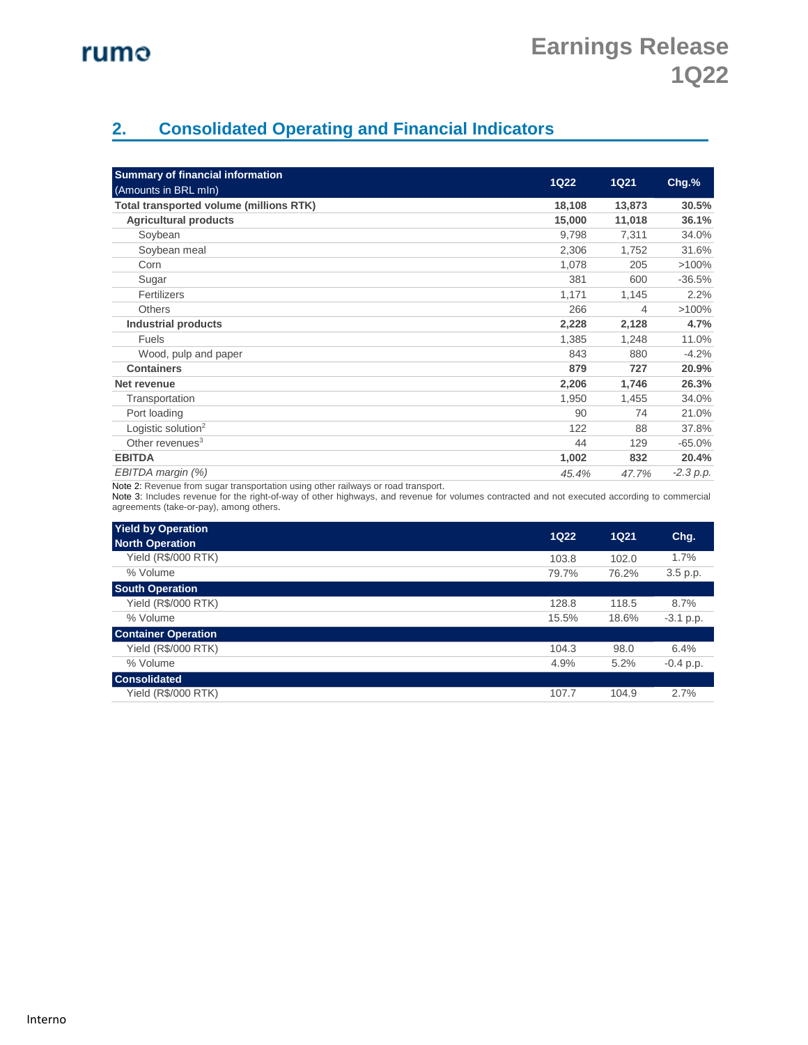## 2. Consolidated Operating and Financial Indicators

| Summary of financial information (Amounts in BRL mln) | 1Q22 | 1Q21 | Chg.% |
|---|---|---|---|
| **Total transported volume (millions RTK)** | **18,108** | **13,873** | **30.5%** |
| **Agricultural products** | **15,000** | **11,018** | **36.1%** |
| Soybean | 9,798 | 7,311 | 34.0% |
| Soybean meal | 2,306 | 1,752 | 31.6% |
| Corn | 1,078 | 205 | >100% |
| Sugar | 381 | 600 | -36.5% |
| Fertilizers | 1,171 | 1,145 | 2.2% |
| Others | 266 | 4 | >100% |
| **Industrial products** | **2,228** | **2,128** | **4.7%** |
| Fuels | 1,385 | 1,248 | 11.0% |
| Wood, pulp and paper | 843 | 880 | -4.2% |
| **Containers** | **879** | **727** | **20.9%** |
| **Net revenue** | **2,206** | **1,746** | **26.3%** |
| Transportation | 1,950 | 1,455 | 34.0% |
| Port loading | 90 | 74 | 21.0% |
| Logistic solution[2] | 122 | 88 | 37.8% |
| Other revenues[3] | 44 | 129 | -65.0% |
| **EBITDA** | **1,002** | **832** | **20.4%** |
| *EBITDA margin (%)* | *45.4%* | *47.7%* | *-2.3 p.p.* |

Note 2: Revenue from sugar transportation using other railways or road transport.
Note 3: Includes revenue for the right-of-way of other highways, and revenue for volumes contracted and not executed according to commercial agreements (take-or-pay), among others.

| Yield by Operation | 1Q22 | 1Q21 | Chg. |
|---|---|---|---|
| **North Operation** | | | |
| Yield (R$/000 RTK) | 103.8 | 102.0 | 1.7% |
| % Volume | 79.7% | 76.2% | 3.5 p.p. |
| **South Operation** | | | |
| Yield (R$/000 RTK) | 128.8 | 118.5 | 8.7% |
| % Volume | 15.5% | 18.6% | -3.1 p.p. |
| **Container Operation** | | | |
| Yield (R$/000 RTK) | 104.3 | 98.0 | 6.4% |
| % Volume | 4.9% | 5.2% | -0.4 p.p. |
| **Consolidated** | | | |
| Yield (R$/000 RTK) | 107.7 | 104.9 | 2.7% |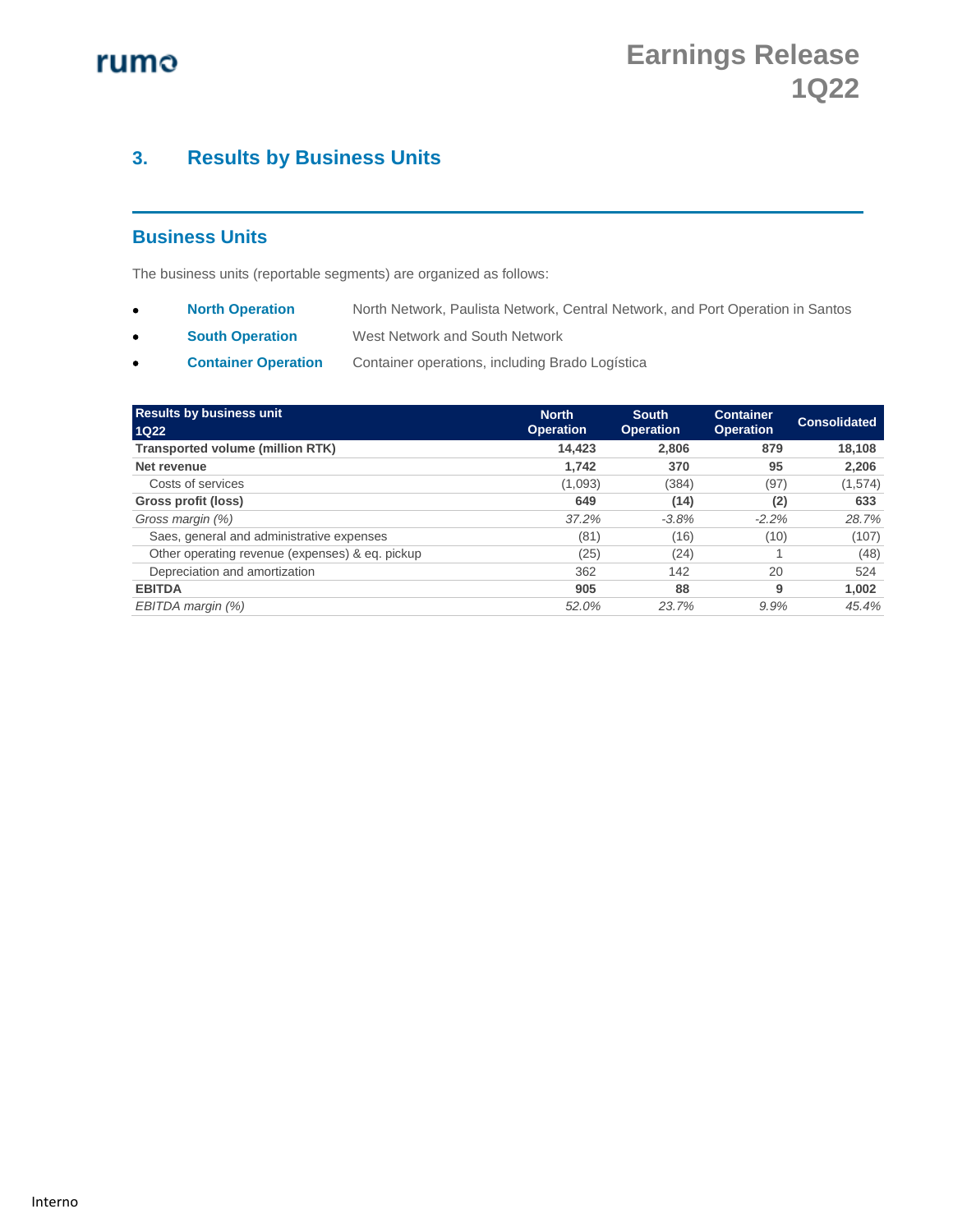## 3. Results by Business Units

### Business Units

The business units (reportable segments) are organized as follows:

- **North Operation** North Network, Paulista Network, Central Network, and Port Operation in Santos
- **South Operation** West Network and South Network
- **Container Operation** Container operations, including Brado Logística

| Results by business unit<br>1Q22 | North Operation | South Operation | Container Operation | Consolidated |
|---|---|---|---|---|
| **Transported volume (million RTK)** | **14,423** | **2,806** | **879** | **18,108** |
| **Net revenue** | **1,742** | **370** | **95** | **2,206** |
| Costs of services | (1,093) | (384) | (97) | (1,574) |
| **Gross profit (loss)** | **649** | **(14)** | **(2)** | **633** |
| *Gross margin (%)* | *37.2%* | *-3.8%* | *-2.2%* | *28.7%* |
| Saes, general and administrative expenses | (81) | (16) | (10) | (107) |
| Other operating revenue (expenses) & eq. pickup | (25) | (24) | 1 | (48) |
| Depreciation and amortization | 362 | 142 | 20 | 524 |
| **EBITDA** | **905** | **88** | **9** | **1,002** |
| *EBITDA margin (%)* | *52.0%* | *23.7%* | *9.9%* | *45.4%* |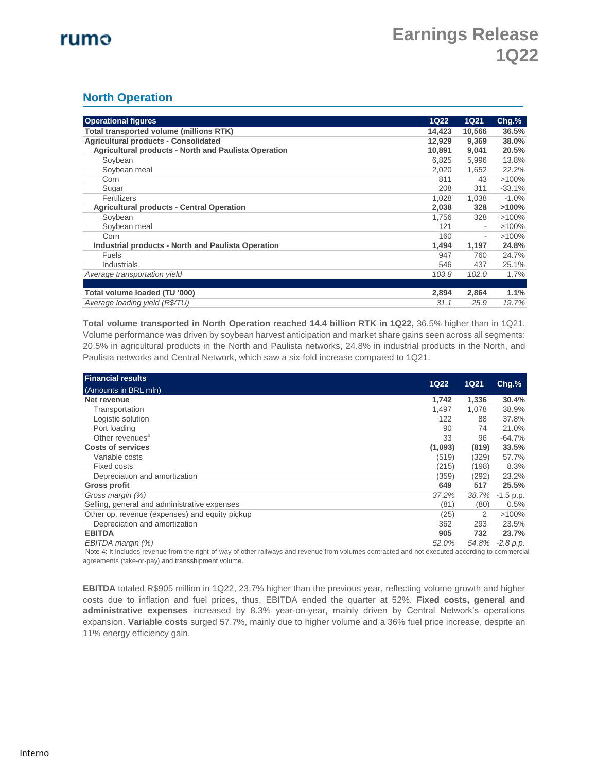## North Operation

| Operational figures | 1Q22 | 1Q21 | Chg.% |
|---|---|---|---|
| **Total transported volume (millions RTK)** | **14,423** | **10,566** | **36.5%** |
| **Agricultural products - Consolidated** | **12,929** | **9,369** | **38.0%** |
| **Agricultural products - North and Paulista Operation** | **10,891** | **9,041** | **20.5%** |
| Soybean | 6,825 | 5,996 | 13.8% |
| Soybean meal | 2,020 | 1,652 | 22.2% |
| Corn | 811 | 43 | >100% |
| Sugar | 208 | 311 | -33.1% |
| Fertilizers | 1,028 | 1,038 | -1.0% |
| **Agricultural products - Central Operation** | **2,038** | **328** | **>100%** |
| Soybean | 1,756 | 328 | >100% |
| Soybean meal | 121 | - | >100% |
| Corn | 160 | - | >100% |
| **Industrial products - North and Paulista Operation** | **1,494** | **1,197** | **24.8%** |
| Fuels | 947 | 760 | 24.7% |
| Industrials | 546 | 437 | 25.1% |
| *Average transportation yield* | *103.8* | *102.0* | 1.7% |
| | | | |
| **Total volume loaded (TU '000)** | **2,894** | **2,864** | **1.1%** |
| *Average loading yield (R$/TU)* | *31.1* | *25.9* | *19.7%* |

**Total volume transported in North Operation reached 14.4 billion RTK in 1Q22,** 36.5% higher than in 1Q21. Volume performance was driven by soybean harvest anticipation and market share gains seen across all segments: 20.5% in agricultural products in the North and Paulista networks, 24.8% in industrial products in the North, and Paulista networks and Central Network, which saw a six-fold increase compared to 1Q21.

| Financial results (Amounts in BRL mln) | 1Q22 | 1Q21 | Chg.% |
|---|---|---|---|
| **Net revenue** | **1,742** | **1,336** | **30.4%** |
| Transportation | 1,497 | 1,078 | 38.9% |
| Logistic solution | 122 | 88 | 37.8% |
| Port loading | 90 | 74 | 21.0% |
| Other revenues[4] | 33 | 96 | -64.7% |
| **Costs of services** | **(1,093)** | **(819)** | **33.5%** |
| Variable costs | (519) | (329) | 57.7% |
| Fixed costs | (215) | (198) | 8.3% |
| Depreciation and amortization | (359) | (292) | 23.2% |
| **Gross profit** | **649** | **517** | **25.5%** |
| *Gross margin (%)* | *37.2%* | *38.7%* | -1.5 p.p. |
| Selling, general and administrative expenses | (81) | (80) | 0.5% |
| Other op. revenue (expenses) and equity pickup | (25) | 2 | >100% |
| Depreciation and amortization | 362 | 293 | 23.5% |
| **EBITDA** | **905** | **732** | **23.7%** |
| *EBITDA margin (%)* | *52.0%* | *54.8%* | *-2.8 p.p.* |

Note 4: It Includes revenue from the right-of-way of other railways and revenue from volumes contracted and not executed according to commercial agreements (take-or-pay) and transshipment volume.

**EBITDA** totaled R$905 million in 1Q22, 23.7% higher than the previous year, reflecting volume growth and higher costs due to inflation and fuel prices, thus, EBITDA ended the quarter at 52%. **Fixed costs, general and administrative expenses** increased by 8.3% year-on-year, mainly driven by Central Network's operations expansion. **Variable costs** surged 57.7%, mainly due to higher volume and a 36% fuel price increase, despite an 11% energy efficiency gain.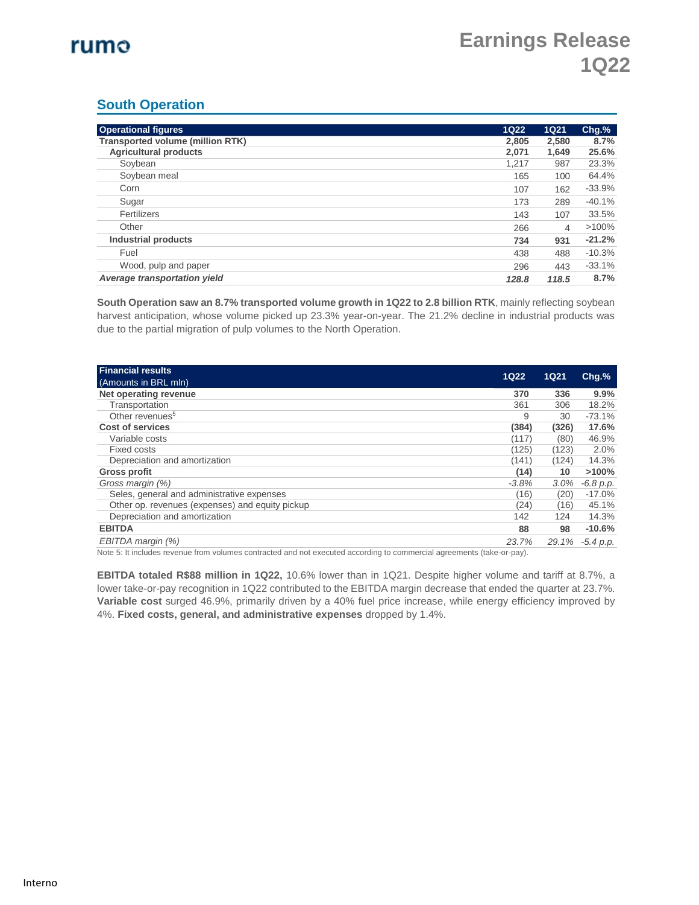## South Operation

| Operational figures | 1Q22 | 1Q21 | Chg.% |
|---|---|---|---|
| **Transported volume (million RTK)** | **2,805** | **2,580** | **8.7%** |
| **Agricultural products** | **2,071** | **1,649** | **25.6%** |
| Soybean | 1,217 | 987 | 23.3% |
| Soybean meal | 165 | 100 | 64.4% |
| Corn | 107 | 162 | -33.9% |
| Sugar | 173 | 289 | -40.1% |
| Fertilizers | 143 | 107 | 33.5% |
| Other | 266 | 4 | >100% |
| **Industrial products** | **734** | **931** | **-21.2%** |
| Fuel | 438 | 488 | -10.3% |
| Wood, pulp and paper | 296 | 443 | -33.1% |
| ***Average transportation yield*** | ***128.8*** | ***118.5*** | **8.7%** |

**South Operation saw an 8.7% transported volume growth in 1Q22 to 2.8 billion RTK**, mainly reflecting soybean harvest anticipation, whose volume picked up 23.3% year-on-year. The 21.2% decline in industrial products was due to the partial migration of pulp volumes to the North Operation.

| Financial results (Amounts in BRL mln) | 1Q22 | 1Q21 | Chg.% |
|---|---|---|---|
| **Net operating revenue** | **370** | **336** | **9.9%** |
| Transportation | 361 | 306 | 18.2% |
| Other revenues[5] | 9 | 30 | -73.1% |
| **Cost of services** | **(384)** | **(326)** | **17.6%** |
| Variable costs | (117) | (80) | 46.9% |
| Fixed costs | (125) | (123) | 2.0% |
| Depreciation and amortization | (141) | (124) | 14.3% |
| **Gross profit** | **(14)** | **10** | **>100%** |
| *Gross margin (%)* | *-3.8%* | *3.0%* | *-6.8 p.p.* |
| Seles, general and administrative expenses | (16) | (20) | -17.0% |
| Other op. revenues (expenses) and equity pickup | (24) | (16) | 45.1% |
| Depreciation and amortization | 142 | 124 | 14.3% |
| **EBITDA** | **88** | **98** | **-10.6%** |
| *EBITDA margin (%)* | *23.7%* | *29.1%* | *-5.4 p.p.* |

Note 5: It includes revenue from volumes contracted and not executed according to commercial agreements (take-or-pay).

**EBITDA totaled R$88 million in 1Q22,** 10.6% lower than in 1Q21. Despite higher volume and tariff at 8.7%, a lower take-or-pay recognition in 1Q22 contributed to the EBITDA margin decrease that ended the quarter at 23.7%. **Variable cost** surged 46.9%, primarily driven by a 40% fuel price increase, while energy efficiency improved by 4%. **Fixed costs, general, and administrative expenses** dropped by 1.4%.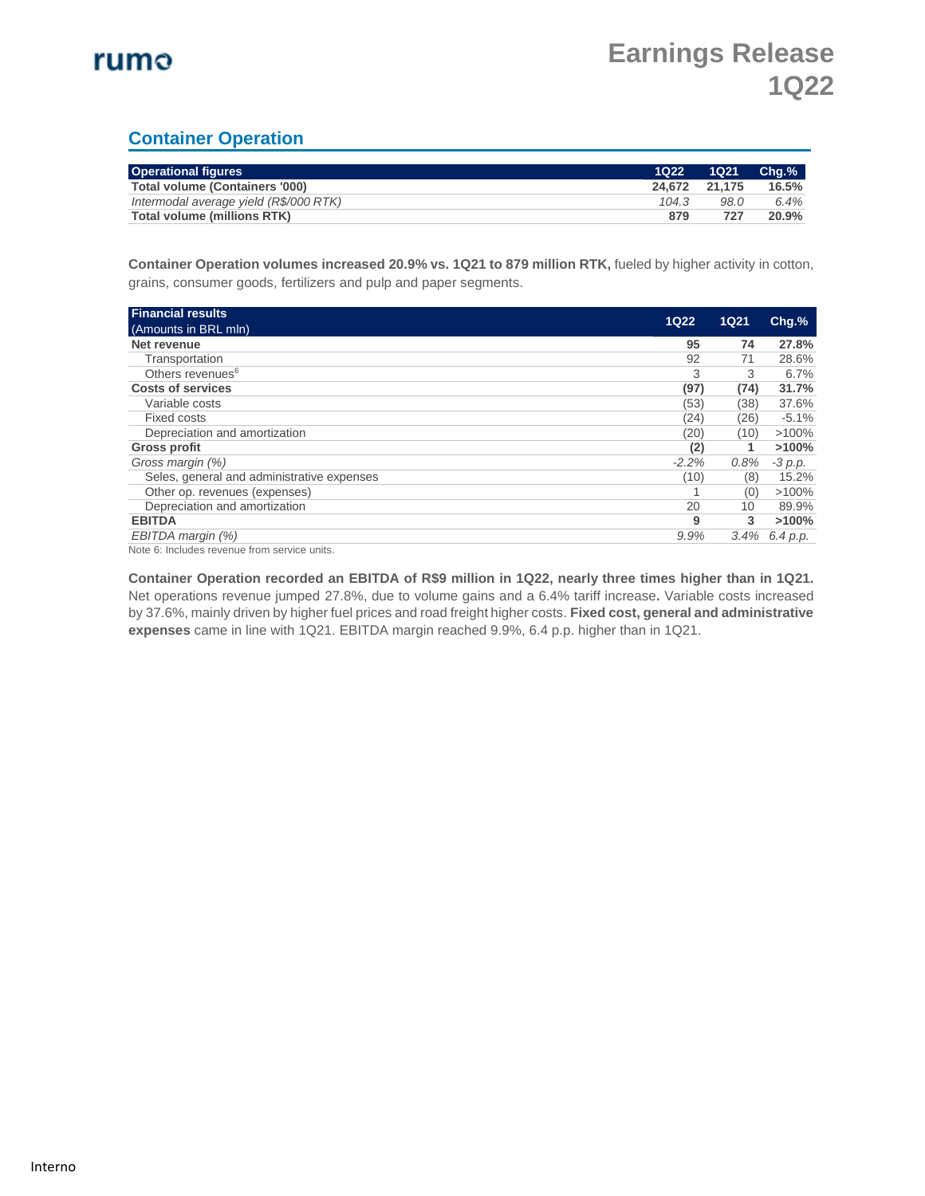## Container Operation

| Operational figures | 1Q22 | 1Q21 | Chg.% |
|---|---|---|---|
| **Total volume (Containers '000)** | **24,672** | **21,175** | **16.5%** |
| *Intermodal average yield (R$/000 RTK)* | *104.3* | *98.0* | *6.4%* |
| **Total volume (millions RTK)** | **879** | **727** | **20.9%** |

**Container Operation volumes increased 20.9% vs. 1Q21 to 879 million RTK,** fueled by higher activity in cotton, grains, consumer goods, fertilizers and pulp and paper segments.

| Financial results (Amounts in BRL mln) | 1Q22 | 1Q21 | Chg.% |
|---|---|---|---|
| **Net revenue** | **95** | **74** | **27.8%** |
| Transportation | 92 | 71 | 28.6% |
| Others revenues[6] | 3 | 3 | 6.7% |
| **Costs of services** | **(97)** | **(74)** | **31.7%** |
| Variable costs | (53) | (38) | 37.6% |
| Fixed costs | (24) | (26) | -5.1% |
| Depreciation and amortization | (20) | (10) | >100% |
| **Gross profit** | **(2)** | **1** | **>100%** |
| *Gross margin (%)* | *-2.2%* | *0.8%* | *-3 p.p.* |
| Seles, general and administrative expenses | (10) | (8) | 15.2% |
| Other op. revenues (expenses) | 1 | (0) | >100% |
| Depreciation and amortization | 20 | 10 | 89.9% |
| **EBITDA** | **9** | **3** | **>100%** |
| *EBITDA margin (%)* | *9.9%* | *3.4%* | *6.4 p.p.* |

Note 6: Includes revenue from service units.

**Container Operation recorded an EBITDA of R$9 million in 1Q22, nearly three times higher than in 1Q21.** Net operations revenue jumped 27.8%, due to volume gains and a 6.4% tariff increase**.** Variable costs increased by 37.6%, mainly driven by higher fuel prices and road freight higher costs. **Fixed cost, general and administrative expenses** came in line with 1Q21. EBITDA margin reached 9.9%, 6.4 p.p. higher than in 1Q21.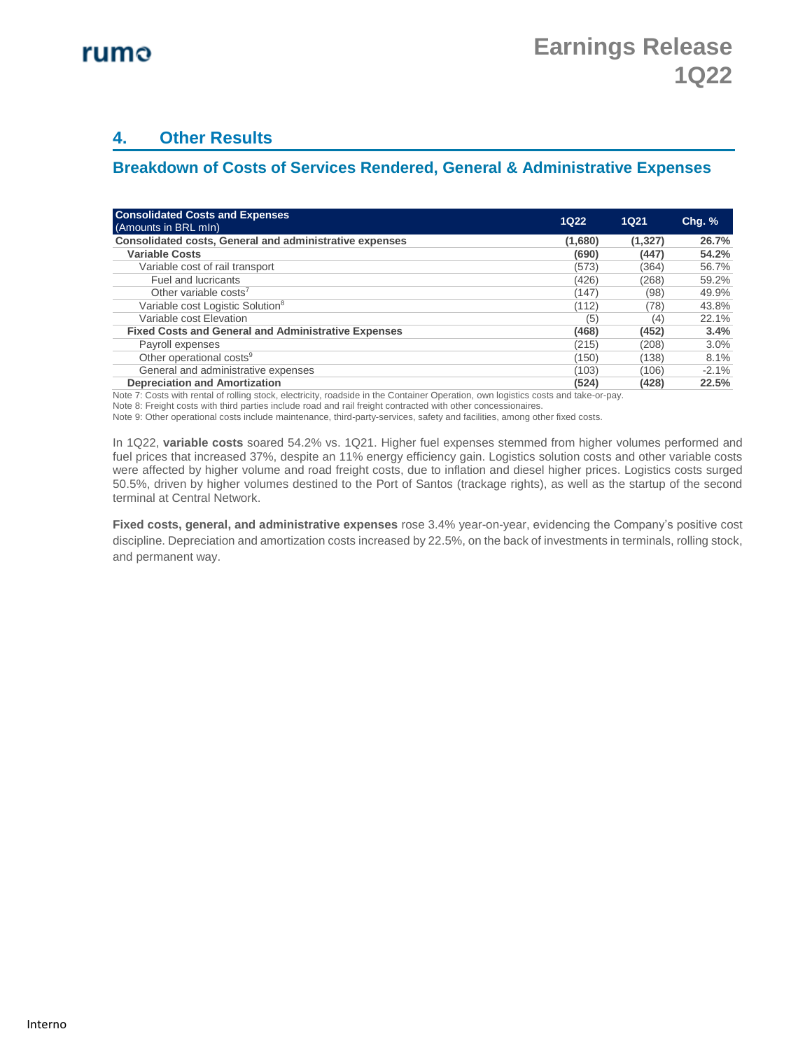## 4. Other Results

### Breakdown of Costs of Services Rendered, General & Administrative Expenses

| Consolidated Costs and Expenses (Amounts in BRL mln) | 1Q22 | 1Q21 | Chg. % |
|---|---|---|---|
| **Consolidated costs, General and administrative expenses** | **(1,680)** | **(1,327)** | **26.7%** |
| **Variable Costs** | **(690)** | **(447)** | **54.2%** |
| Variable cost of rail transport | (573) | (364) | 56.7% |
| Fuel and lucricants | (426) | (268) | 59.2% |
| Other variable costs[7] | (147) | (98) | 49.9% |
| Variable cost Logistic Solution[8] | (112) | (78) | 43.8% |
| Variable cost Elevation | (5) | (4) | 22.1% |
| **Fixed Costs and General and Administrative Expenses** | **(468)** | **(452)** | **3.4%** |
| Payroll expenses | (215) | (208) | 3.0% |
| Other operational costs[9] | (150) | (138) | 8.1% |
| General and administrative expenses | (103) | (106) | -2.1% |
| **Depreciation and Amortization** | **(524)** | **(428)** | **22.5%** |

Note 7: Costs with rental of rolling stock, electricity, roadside in the Container Operation, own logistics costs and take-or-pay.
Note 8: Freight costs with third parties include road and rail freight contracted with other concessionaires.
Note 9: Other operational costs include maintenance, third-party-services, safety and facilities, among other fixed costs.

In 1Q22, **variable costs** soared 54.2% vs. 1Q21. Higher fuel expenses stemmed from higher volumes performed and fuel prices that increased 37%, despite an 11% energy efficiency gain. Logistics solution costs and other variable costs were affected by higher volume and road freight costs, due to inflation and diesel higher prices. Logistics costs surged 50.5%, driven by higher volumes destined to the Port of Santos (trackage rights), as well as the startup of the second terminal at Central Network.

**Fixed costs, general, and administrative expenses** rose 3.4% year-on-year, evidencing the Company's positive cost discipline. Depreciation and amortization costs increased by 22.5%, on the back of investments in terminals, rolling stock, and permanent way.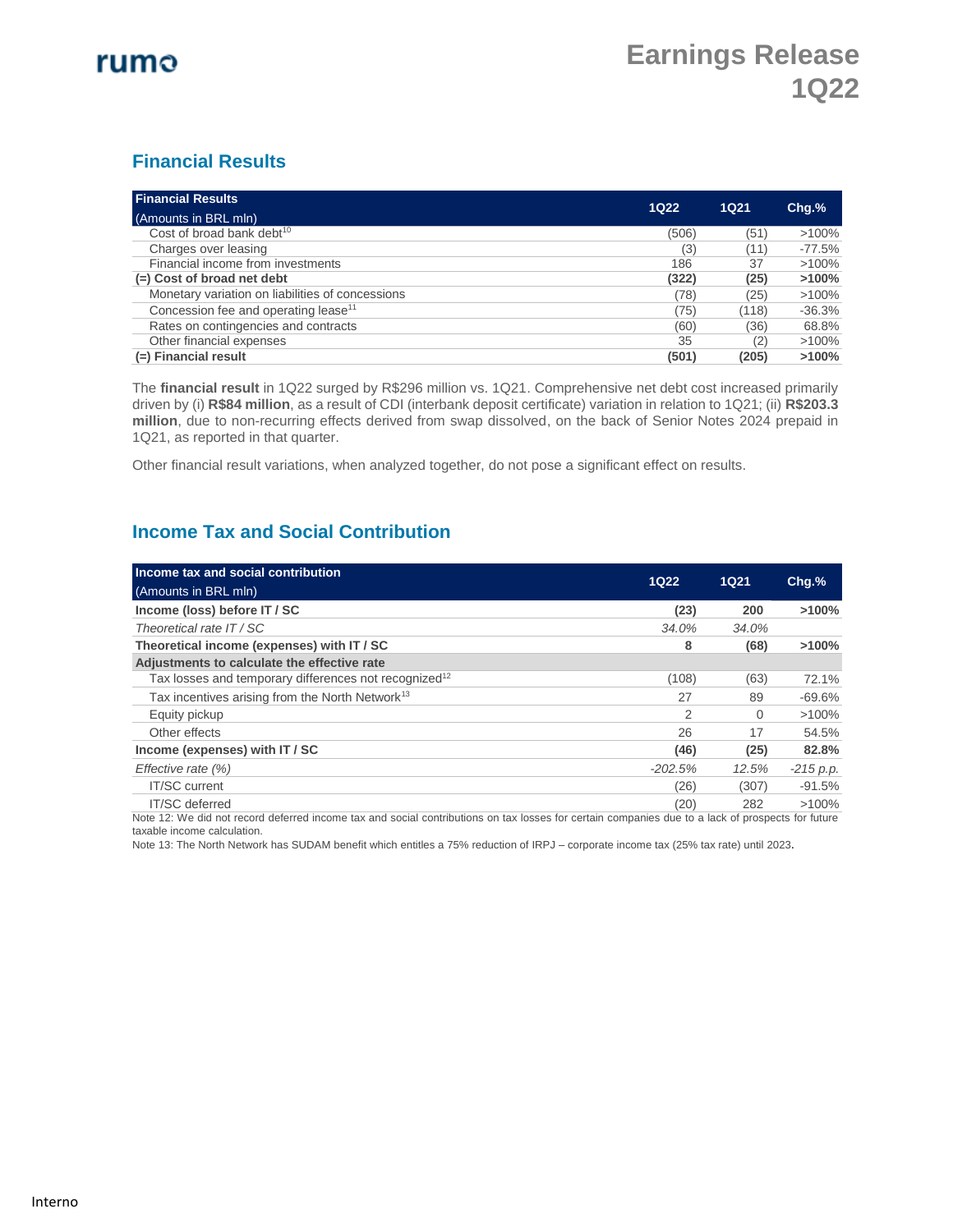## Financial Results

| Financial Results (Amounts in BRL mln) | 1Q22 | 1Q21 | Chg.% |
|---|---|---|---|
| Cost of broad bank debt[10] | (506) | (51) | >100% |
| Charges over leasing | (3) | (11) | -77.5% |
| Financial income from investments | 186 | 37 | >100% |
| **(=) Cost of broad net debt** | **(322)** | **(25)** | **>100%** |
| Monetary variation on liabilities of concessions | (78) | (25) | >100% |
| Concession fee and operating lease[11] | (75) | (118) | -36.3% |
| Rates on contingencies and contracts | (60) | (36) | 68.8% |
| Other financial expenses | 35 | (2) | >100% |
| **(=) Financial result** | **(501)** | **(205)** | **>100%** |

The **financial result** in 1Q22 surged by R$296 million vs. 1Q21. Comprehensive net debt cost increased primarily driven by (i) **R$84 million**, as a result of CDI (interbank deposit certificate) variation in relation to 1Q21; (ii) **R$203.3 million**, due to non-recurring effects derived from swap dissolved, on the back of Senior Notes 2024 prepaid in 1Q21, as reported in that quarter.

Other financial result variations, when analyzed together, do not pose a significant effect on results.

## Income Tax and Social Contribution

| Income tax and social contribution (Amounts in BRL mln) | 1Q22 | 1Q21 | Chg.% |
|---|---|---|---|
| **Income (loss) before IT / SC** | **(23)** | **200** | **>100%** |
| *Theoretical rate IT / SC* | *34.0%* | *34.0%* | |
| **Theoretical income (expenses) with IT / SC** | **8** | **(68)** | **>100%** |
| **Adjustments to calculate the effective rate** | | | |
| Tax losses and temporary differences not recognized[12] | (108) | (63) | 72.1% |
| Tax incentives arising from the North Network[13] | 27 | 89 | -69.6% |
| Equity pickup | 2 | 0 | >100% |
| Other effects | 26 | 17 | 54.5% |
| **Income (expenses) with IT / SC** | **(46)** | **(25)** | **82.8%** |
| *Effective rate (%)* | *-202.5%* | *12.5%* | *-215 p.p.* |
| IT/SC current | (26) | (307) | -91.5% |
| IT/SC deferred | (20) | 282 | >100% |

Note 12: We did not record deferred income tax and social contributions on tax losses for certain companies due to a lack of prospects for future taxable income calculation.

Note 13: The North Network has SUDAM benefit which entitles a 75% reduction of IRPJ – corporate income tax (25% tax rate) until 2023.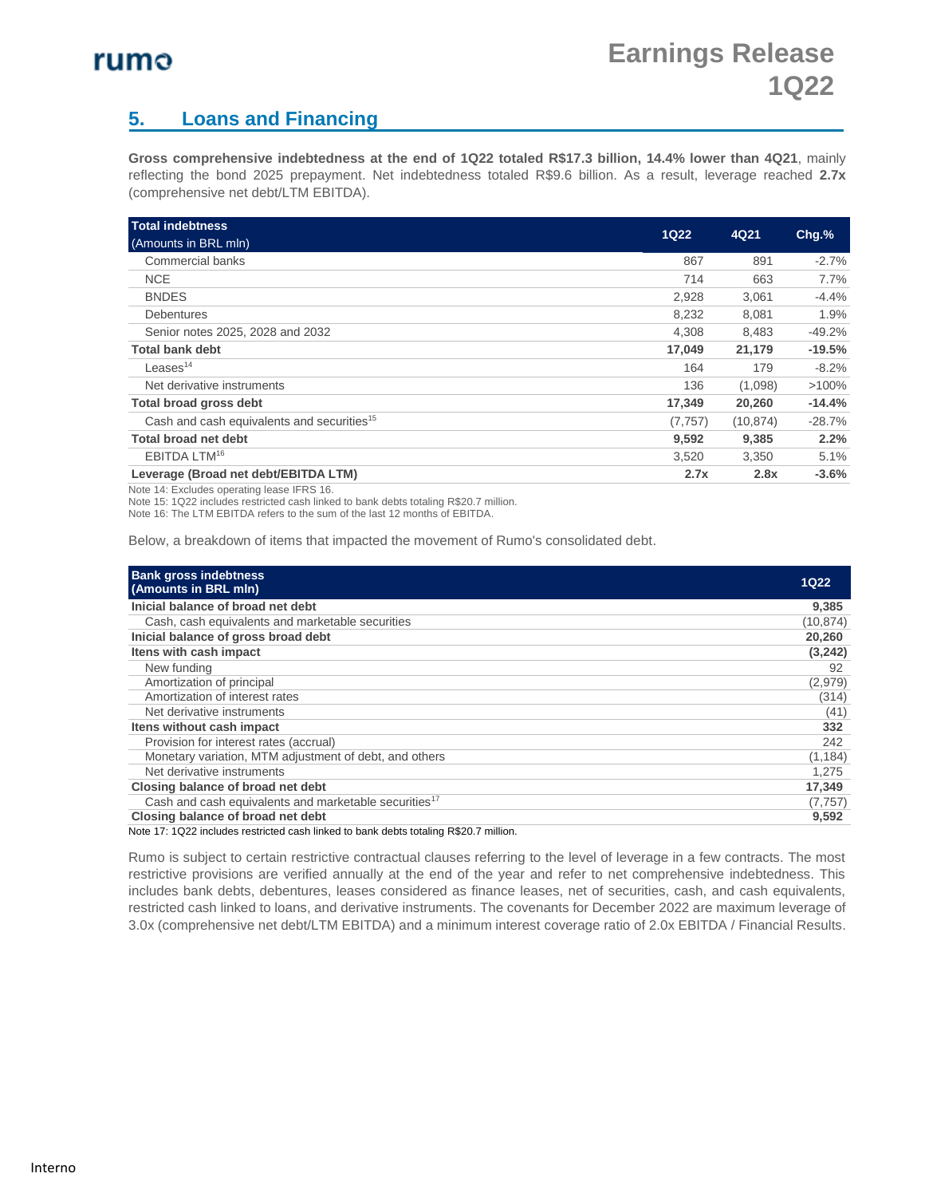## 5. Loans and Financing

**Gross comprehensive indebtedness at the end of 1Q22 totaled R$17.3 billion, 14.4% lower than 4Q21**, mainly reflecting the bond 2025 prepayment. Net indebtedness totaled R$9.6 billion. As a result, leverage reached **2.7x** (comprehensive net debt/LTM EBITDA).

| **Total indebtness** (Amounts in BRL mln) | **1Q22** | **4Q21** | **Chg.%** |
|---|---|---|---|
| Commercial banks | 867 | 891 | -2.7% |
| NCE | 714 | 663 | 7.7% |
| BNDES | 2,928 | 3,061 | -4.4% |
| Debentures | 8,232 | 8,081 | 1.9% |
| Senior notes 2025, 2028 and 2032 | 4,308 | 8,483 | -49.2% |
| **Total bank debt** | **17,049** | **21,179** | **-19.5%** |
| Leases[14] | 164 | 179 | -8.2% |
| Net derivative instruments | 136 | (1,098) | >100% |
| **Total broad gross debt** | **17,349** | **20,260** | **-14.4%** |
| Cash and cash equivalents and securities[15] | (7,757) | (10,874) | -28.7% |
| **Total broad net debt** | **9,592** | **9,385** | **2.2%** |
| EBITDA LTM[16] | 3,520 | 3,350 | 5.1% |
| **Leverage (Broad net debt/EBITDA LTM)** | **2.7x** | **2.8x** | **-3.6%** |

Note 14: Excludes operating lease IFRS 16.
Note 15: 1Q22 includes restricted cash linked to bank debts totaling R$20.7 million.
Note 16: The LTM EBITDA refers to the sum of the last 12 months of EBITDA.

Below, a breakdown of items that impacted the movement of Rumo's consolidated debt.

| **Bank gross indebtness (Amounts in BRL mln)** | **1Q22** |
|---|---|
| **Inicial balance of broad net debt** | **9,385** |
| Cash, cash equivalents and marketable securities | (10,874) |
| **Inicial balance of gross broad debt** | **20,260** |
| **Itens with cash impact** | **(3,242)** |
| New funding | 92 |
| Amortization of principal | (2,979) |
| Amortization of interest rates | (314) |
| Net derivative instruments | (41) |
| **Itens without cash impact** | **332** |
| Provision for interest rates (accrual) | 242 |
| Monetary variation, MTM adjustment of debt, and others | (1,184) |
| Net derivative instruments | 1,275 |
| **Closing balance of broad net debt** | **17,349** |
| Cash and cash equivalents and marketable securities[17] | (7,757) |
| **Closing balance of broad net debt** | **9,592** |

Note 17: 1Q22 includes restricted cash linked to bank debts totaling R$20.7 million.

Rumo is subject to certain restrictive contractual clauses referring to the level of leverage in a few contracts. The most restrictive provisions are verified annually at the end of the year and refer to net comprehensive indebtedness. This includes bank debts, debentures, leases considered as finance leases, net of securities, cash, and cash equivalents, restricted cash linked to loans, and derivative instruments. The covenants for December 2022 are maximum leverage of 3.0x (comprehensive net debt/LTM EBITDA) and a minimum interest coverage ratio of 2.0x EBITDA / Financial Results.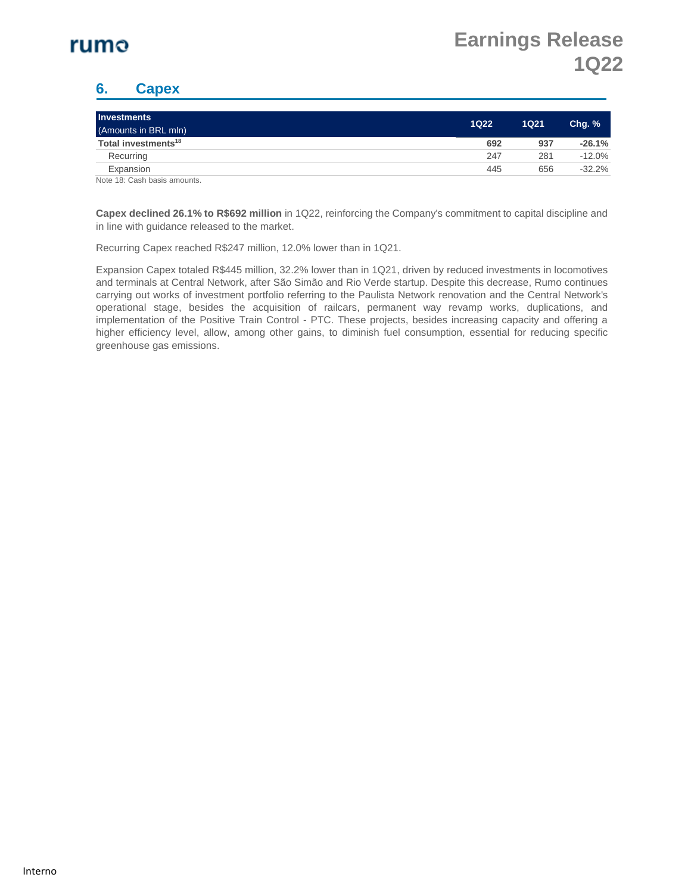## 6. Capex

| Investments (Amounts in BRL mln) | 1Q22 | 1Q21 | Chg. % |
| --- | --- | --- | --- |
| **Total investments[18]** | **692** | **937** | **-26.1%** |
| Recurring | 247 | 281 | -12.0% |
| Expansion | 445 | 656 | -32.2% |

Note 18: Cash basis amounts.

**Capex declined 26.1% to R$692 million** in 1Q22, reinforcing the Company's commitment to capital discipline and in line with guidance released to the market.

Recurring Capex reached R$247 million, 12.0% lower than in 1Q21.

Expansion Capex totaled R$445 million, 32.2% lower than in 1Q21, driven by reduced investments in locomotives and terminals at Central Network, after São Simão and Rio Verde startup. Despite this decrease, Rumo continues carrying out works of investment portfolio referring to the Paulista Network renovation and the Central Network's operational stage, besides the acquisition of railcars, permanent way revamp works, duplications, and implementation of the Positive Train Control - PTC. These projects, besides increasing capacity and offering a higher efficiency level, allow, among other gains, to diminish fuel consumption, essential for reducing specific greenhouse gas emissions.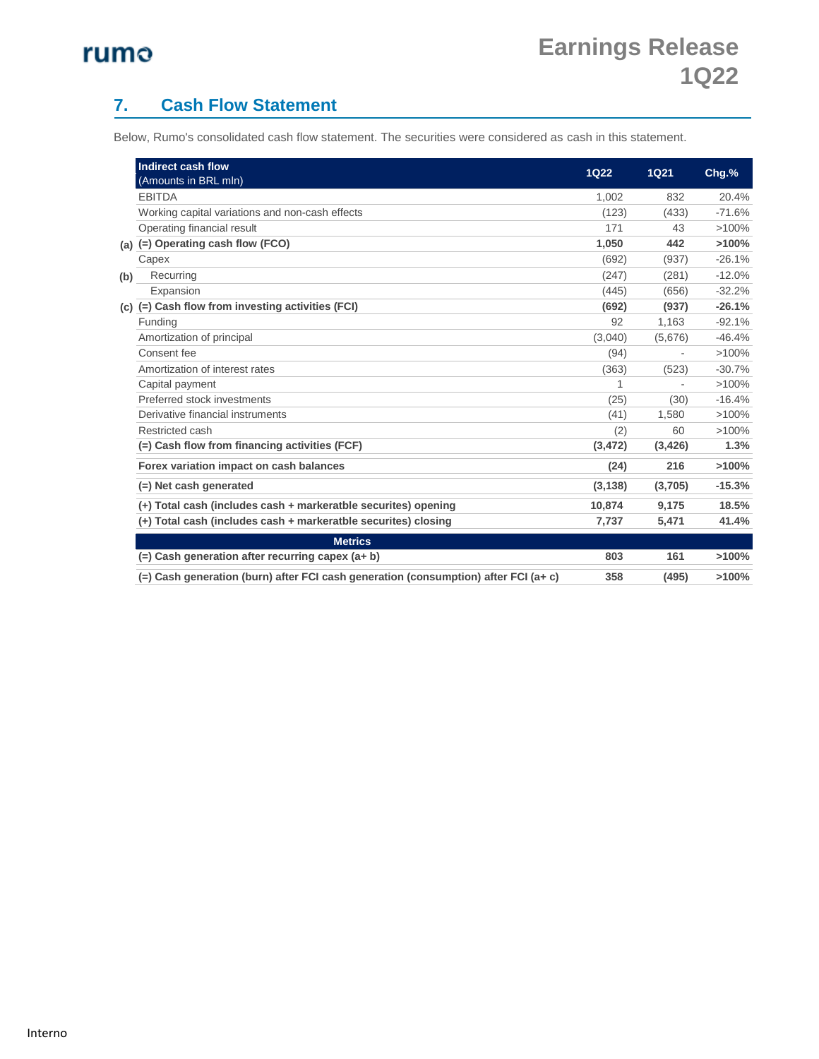## 7. Cash Flow Statement

Below, Rumo's consolidated cash flow statement. The securities were considered as cash in this statement.

| | Indirect cash flow (Amounts in BRL mln) | 1Q22 | 1Q21 | Chg.% |
|---|---|---|---|---|
| | EBITDA | 1,002 | 832 | 20.4% |
| | Working capital variations and non-cash effects | (123) | (433) | -71.6% |
| | Operating financial result | 171 | 43 | >100% |
| (a) | **(=) Operating cash flow (FCO)** | **1,050** | **442** | **>100%** |
| | Capex | (692) | (937) | -26.1% |
| (b) | Recurring | (247) | (281) | -12.0% |
| | Expansion | (445) | (656) | -32.2% |
| (c) | **(=) Cash flow from investing activities (FCI)** | **(692)** | **(937)** | **-26.1%** |
| | Funding | 92 | 1,163 | -92.1% |
| | Amortization of principal | (3,040) | (5,676) | -46.4% |
| | Consent fee | (94) | - | >100% |
| | Amortization of interest rates | (363) | (523) | -30.7% |
| | Capital payment | 1 | - | >100% |
| | Preferred stock investments | (25) | (30) | -16.4% |
| | Derivative financial instruments | (41) | 1,580 | >100% |
| | Restricted cash | (2) | 60 | >100% |
| | **(=) Cash flow from financing activities (FCF)** | **(3,472)** | **(3,426)** | **1.3%** |
| | **Forex variation impact on cash balances** | **(24)** | **216** | **>100%** |
| | **(=) Net cash generated** | **(3,138)** | **(3,705)** | **-15.3%** |
| | **(+) Total cash (includes cash + markeratble securites) opening** | **10,874** | **9,175** | **18.5%** |
| | **(+) Total cash (includes cash + markeratble securites) closing** | **7,737** | **5,471** | **41.4%** |
| | **Metrics** | | | |
| | **(=) Cash generation after recurring capex (a+ b)** | **803** | **161** | **>100%** |
| | **(=) Cash generation (burn) after FCI cash generation (consumption) after FCI (a+ c)** | **358** | **(495)** | **>100%** |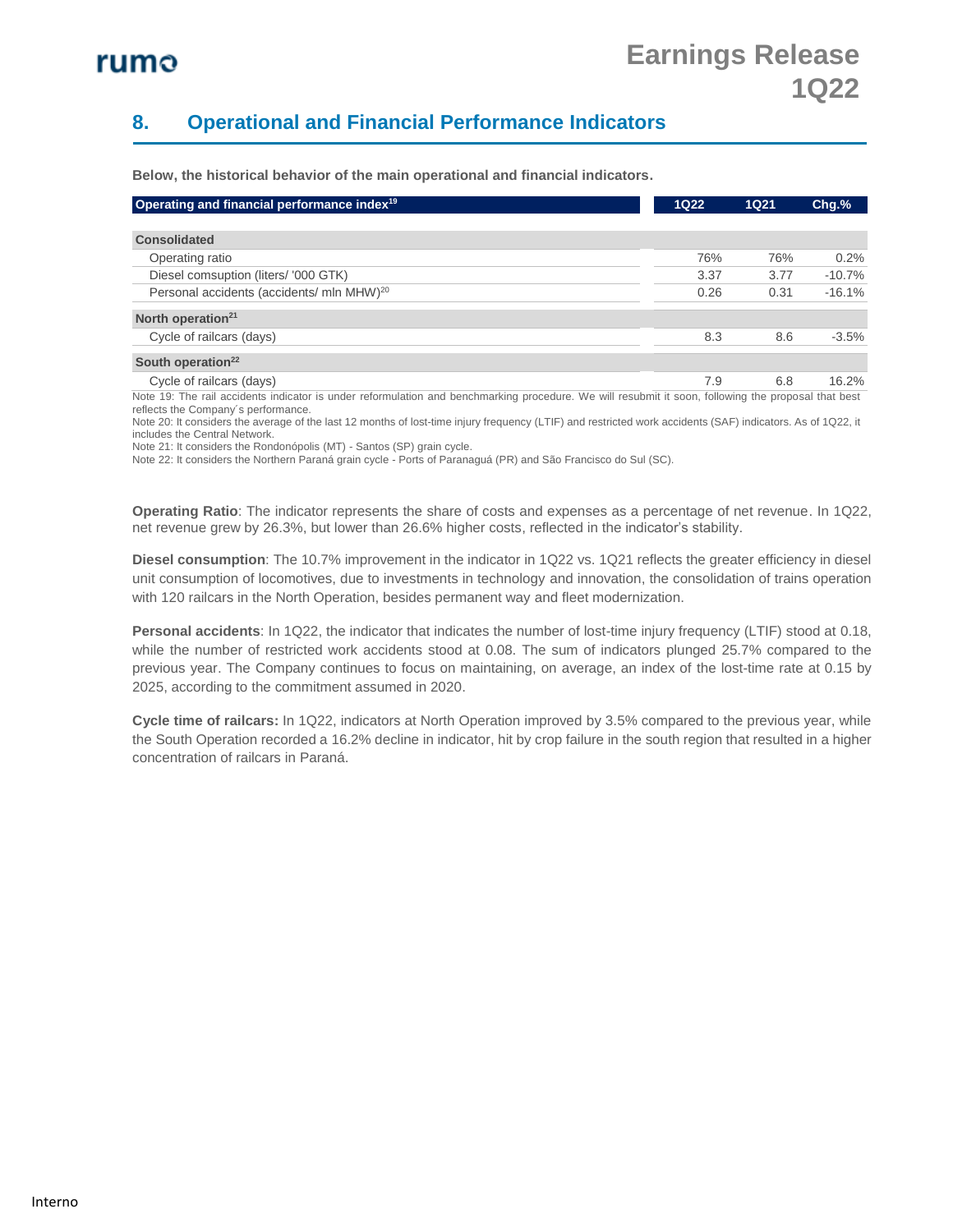## 8. Operational and Financial Performance Indicators

**Below, the historical behavior of the main operational and financial indicators.**

| Operating and financial performance index[19] | 1Q22 | 1Q21 | Chg.% |
|---|---|---|---|
| **Consolidated** | | | |
| Operating ratio | 76% | 76% | 0.2% |
| Diesel comsuption (liters/ '000 GTK) | 3.37 | 3.77 | -10.7% |
| Personal accidents (accidents/ mln MHW)[20] | 0.26 | 0.31 | -16.1% |
| **North operation[21]** | | | |
| Cycle of railcars (days) | 8.3 | 8.6 | -3.5% |
| **South operation[22]** | | | |
| Cycle of railcars (days) | 7.9 | 6.8 | 16.2% |

Note 19: The rail accidents indicator is under reformulation and benchmarking procedure. We will resubmit it soon, following the proposal that best reflects the Company´s performance.
Note 20: It considers the average of the last 12 months of lost-time injury frequency (LTIF) and restricted work accidents (SAF) indicators. As of 1Q22, it includes the Central Network.
Note 21: It considers the Rondonópolis (MT) - Santos (SP) grain cycle.
Note 22: It considers the Northern Paraná grain cycle - Ports of Paranaguá (PR) and São Francisco do Sul (SC).

**Operating Ratio**: The indicator represents the share of costs and expenses as a percentage of net revenue. In 1Q22, net revenue grew by 26.3%, but lower than 26.6% higher costs, reflected in the indicator's stability.

**Diesel consumption**: The 10.7% improvement in the indicator in 1Q22 vs. 1Q21 reflects the greater efficiency in diesel unit consumption of locomotives, due to investments in technology and innovation, the consolidation of trains operation with 120 railcars in the North Operation, besides permanent way and fleet modernization.

**Personal accidents**: In 1Q22, the indicator that indicates the number of lost-time injury frequency (LTIF) stood at 0.18, while the number of restricted work accidents stood at 0.08. The sum of indicators plunged 25.7% compared to the previous year. The Company continues to focus on maintaining, on average, an index of the lost-time rate at 0.15 by 2025, according to the commitment assumed in 2020.

**Cycle time of railcars:** In 1Q22, indicators at North Operation improved by 3.5% compared to the previous year, while the South Operation recorded a 16.2% decline in indicator, hit by crop failure in the south region that resulted in a higher concentration of railcars in Paraná.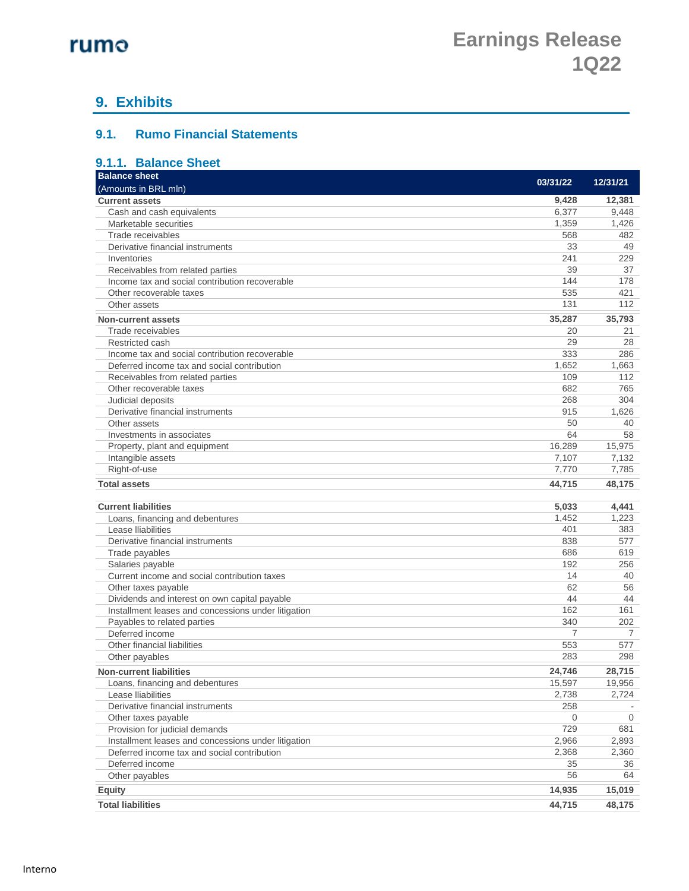## 9. Exhibits

### 9.1. Rumo Financial Statements

#### 9.1.1. Balance Sheet

| Balance sheet (Amounts in BRL mln) | 03/31/22 | 12/31/21 |
|---|---|---|
| **Current assets** | **9,428** | **12,381** |
| Cash and cash equivalents | 6,377 | 9,448 |
| Marketable securities | 1,359 | 1,426 |
| Trade receivables | 568 | 482 |
| Derivative financial instruments | 33 | 49 |
| Inventories | 241 | 229 |
| Receivables from related parties | 39 | 37 |
| Income tax and social contribution recoverable | 144 | 178 |
| Other recoverable taxes | 535 | 421 |
| Other assets | 131 | 112 |
| **Non-current assets** | **35,287** | **35,793** |
| Trade receivables | 20 | 21 |
| Restricted cash | 29 | 28 |
| Income tax and social contribution recoverable | 333 | 286 |
| Deferred income tax and social contribution | 1,652 | 1,663 |
| Receivables from related parties | 109 | 112 |
| Other recoverable taxes | 682 | 765 |
| Judicial deposits | 268 | 304 |
| Derivative financial instruments | 915 | 1,626 |
| Other assets | 50 | 40 |
| Investments in associates | 64 | 58 |
| Property, plant and equipment | 16,289 | 15,975 |
| Intangible assets | 7,107 | 7,132 |
| Right-of-use | 7,770 | 7,785 |
| **Total assets** | **44,715** | **48,175** |
| | | |
| **Current liabilities** | **5,033** | **4,441** |
| Loans, financing and debentures | 1,452 | 1,223 |
| Lease lliabilities | 401 | 383 |
| Derivative financial instruments | 838 | 577 |
| Trade payables | 686 | 619 |
| Salaries payable | 192 | 256 |
| Current income and social contribution taxes | 14 | 40 |
| Other taxes payable | 62 | 56 |
| Dividends and interest on own capital payable | 44 | 44 |
| Installment leases and concessions under litigation | 162 | 161 |
| Payables to related parties | 340 | 202 |
| Deferred income | 7 | 7 |
| Other financial liabilities | 553 | 577 |
| Other payables | 283 | 298 |
| **Non-current liabilities** | **24,746** | **28,715** |
| Loans, financing and debentures | 15,597 | 19,956 |
| Lease lliabilities | 2,738 | 2,724 |
| Derivative financial instruments | 258 | - |
| Other taxes payable | 0 | 0 |
| Provision for judicial demands | 729 | 681 |
| Installment leases and concessions under litigation | 2,966 | 2,893 |
| Deferred income tax and social contribution | 2,368 | 2,360 |
| Deferred income | 35 | 36 |
| Other payables | 56 | 64 |
| **Equity** | **14,935** | **15,019** |
| **Total liabilities** | **44,715** | **48,175** |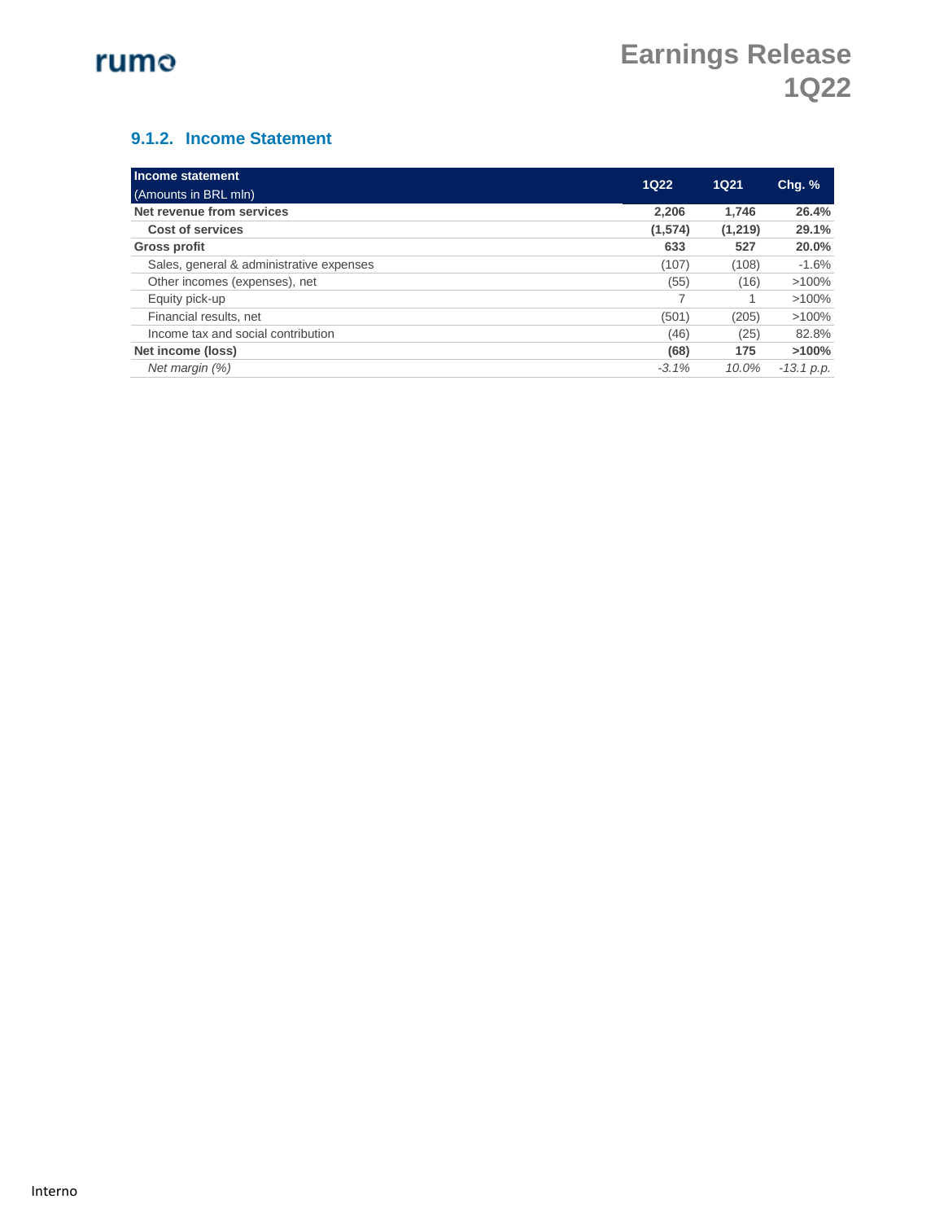### 9.1.2. Income Statement

| Income statement (Amounts in BRL mln) | 1Q22 | 1Q21 | Chg. % |
|---|---|---|---|
| **Net revenue from services** | **2,206** | **1,746** | **26.4%** |
| **Cost of services** | **(1,574)** | **(1,219)** | **29.1%** |
| **Gross profit** | **633** | **527** | **20.0%** |
| Sales, general & administrative expenses | (107) | (108) | -1.6% |
| Other incomes (expenses), net | (55) | (16) | >100% |
| Equity pick-up | 7 | 1 | >100% |
| Financial results, net | (501) | (205) | >100% |
| Income tax and social contribution | (46) | (25) | 82.8% |
| **Net income (loss)** | **(68)** | **175** | **>100%** |
| *Net margin (%)* | *-3.1%* | *10.0%* | *-13.1 p.p.* |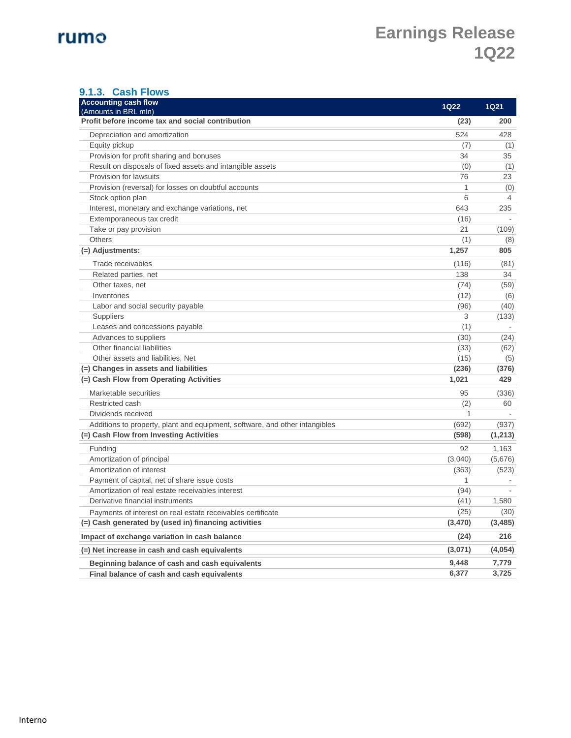### 9.1.3. Cash Flows

| Accounting cash flow (Amounts in BRL mln) | 1Q22 | 1Q21 |
|---|---|---|
| **Profit before income tax and social contribution** | **(23)** | **200** |
| Depreciation and amortization | 524 | 428 |
| Equity pickup | (7) | (1) |
| Provision for profit sharing and bonuses | 34 | 35 |
| Result on disposals of fixed assets and intangible assets | (0) | (1) |
| Provision for lawsuits | 76 | 23 |
| Provision (reversal) for losses on doubtful accounts | 1 | (0) |
| Stock option plan | 6 | 4 |
| Interest, monetary and exchange variations, net | 643 | 235 |
| Extemporaneous tax credit | (16) | - |
| Take or pay provision | 21 | (109) |
| Others | (1) | (8) |
| **(=) Adjustments:** | **1,257** | **805** |
| Trade receivables | (116) | (81) |
| Related parties, net | 138 | 34 |
| Other taxes, net | (74) | (59) |
| Inventories | (12) | (6) |
| Labor and social security payable | (96) | (40) |
| Suppliers | 3 | (133) |
| Leases and concessions payable | (1) | - |
| Advances to suppliers | (30) | (24) |
| Other financial liabilities | (33) | (62) |
| Other assets and liabilities, Net | (15) | (5) |
| **(=) Changes in assets and liabilities** | **(236)** | **(376)** |
| **(=) Cash Flow from Operating Activities** | **1,021** | **429** |
| Marketable securities | 95 | (336) |
| Restricted cash | (2) | 60 |
| Dividends received | 1 | - |
| Additions to property, plant and equipment, software, and other intangibles | (692) | (937) |
| **(=) Cash Flow from Investing Activities** | **(598)** | **(1,213)** |
| Funding | 92 | 1,163 |
| Amortization of principal | (3,040) | (5,676) |
| Amortization of interest | (363) | (523) |
| Payment of capital, net of share issue costs | 1 | - |
| Amortization of real estate receivables interest | (94) | - |
| Derivative financial instruments | (41) | 1,580 |
| Payments of interest on real estate receivables certificate | (25) | (30) |
| **(=) Cash generated by (used in) financing activities** | **(3,470)** | **(3,485)** |
| **Impact of exchange variation in cash balance** | **(24)** | **216** |
| **(=) Net increase in cash and cash equivalents** | **(3,071)** | **(4,054)** |
| **Beginning balance of cash and cash equivalents** | **9,448** | **7,779** |
| **Final balance of cash and cash equivalents** | **6,377** | **3,725** |